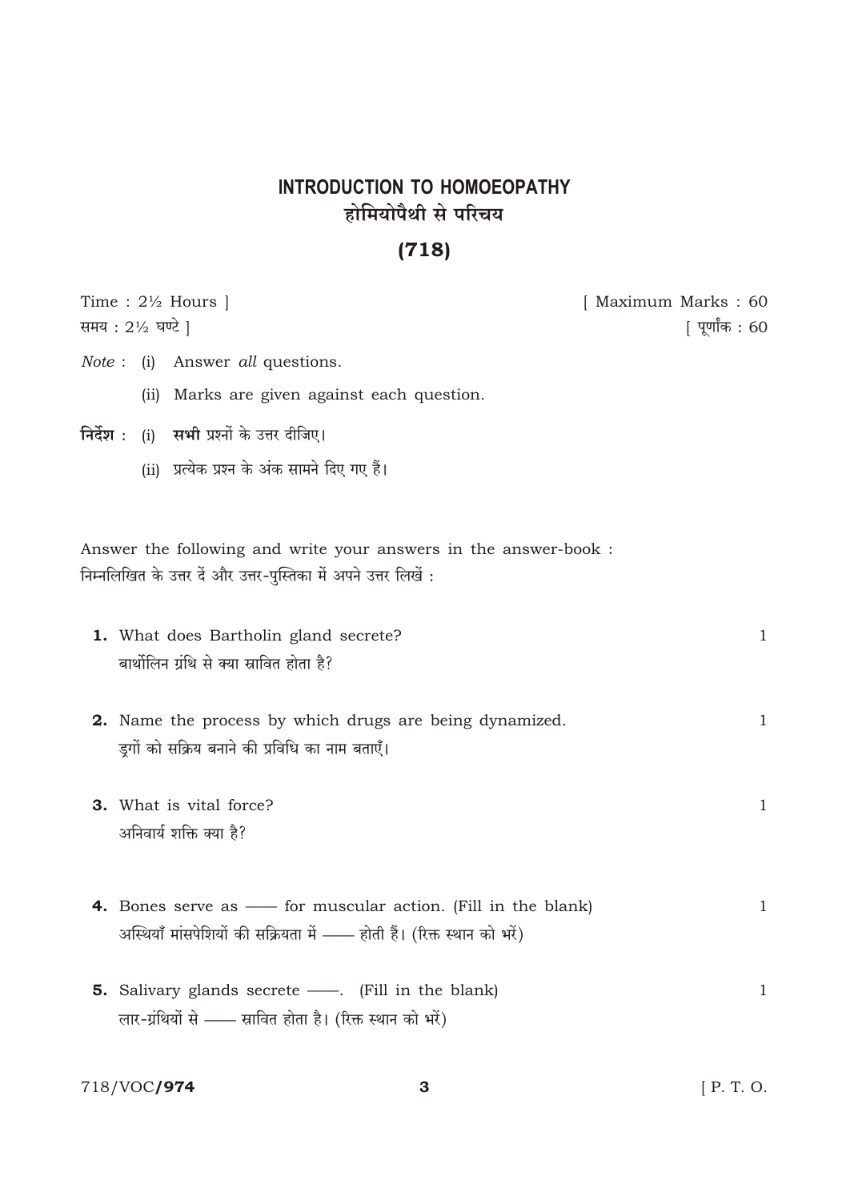# INTRODUCTION TO HOMOEOPATHY

# होमियोपैथी से परिचय

## (718)

Time : 2½ Hours ] [ Maximum Marks : 60

समय : 2½ घण्टे ] [ पूर्णांक : 60

*Note* : (i) Answer *all* questions.

(ii) Marks are given against each question.

**निर्देश** : (i) **सभी** प्रश्नों के उत्तर दीजिए।

(ii) प्रत्येक प्रश्न के अंक सामने दिए गए हैं।

Answer the following and write your answers in the answer-book :

निम्नलिखित के उत्तर दें और उत्तर-पुस्तिका में अपने उत्तर लिखें :

**1.** What does Bartholin gland secrete? 1

बार्थोलिन ग्रंथि से क्या स्रावित होता है?

**2.** Name the process by which drugs are being dynamized. 1

ड्रगों को सक्रिय बनाने की प्रविधि का नाम बताएँ।

**3.** What is vital force? 1

अनिवार्य शक्ति क्या है?

**4.** Bones serve as —— for muscular action. (Fill in the blank) 1

अस्थियाँ मांसपेशियों की सक्रियता में —— होती हैं। (रिक्त स्थान को भरें)

**5.** Salivary glands secrete ——. (Fill in the blank) 1

लार-ग्रंथियों से —— स्रावित होता है। (रिक्त स्थान को भरें)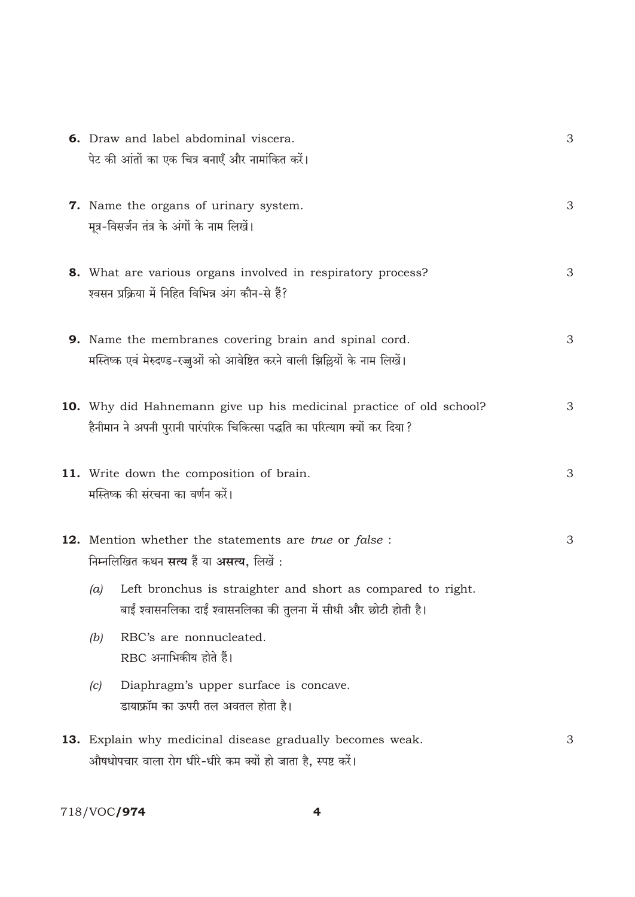**6.** Draw and label abdominal viscera. 3

पेट की आंतों का एक चित्र बनाएँ और नामांकित करें।

**7.** Name the organs of urinary system. 3

मूत्र-विसर्जन तंत्र के अंगों के नाम लिखें।

**8.** What are various organs involved in respiratory process? 3

श्वसन प्रक्रिया में निहित विभिन्न अंग कौन-से हैं?

**9.** Name the membranes covering brain and spinal cord. 3

मस्तिष्क एवं मेरुदण्ड-रज्जुओं को आवेष्टित करने वाली झिल्लियों के नाम लिखें।

**10.** Why did Hahnemann give up his medicinal practice of old school? 3

हैनीमान ने अपनी पुरानी पारंपरिक चिकित्सा पद्धति का परित्याग क्यों कर दिया?

**11.** Write down the composition of brain. 3

मस्तिष्क की संरचना का वर्णन करें।

**12.** Mention whether the statements are *true* or *false* : 3

निम्नलिखित कथन **सत्य** हैं या **असत्य**, लिखें :

(a) Left bronchus is straighter and short as compared to right.
बाईं श्वासनलिका दाईं श्वासनलिका की तुलना में सीधी और छोटी होती है।

(b) RBC's are nonnucleated.
RBC अनाभिकीय होते हैं।

(c) Diaphragm's upper surface is concave.
डायाफ्रॉम का ऊपरी तल अवतल होता है।

**13.** Explain why medicinal disease gradually becomes weak. 3

औषधोपचार वाला रोग धीरे-धीरे कम क्यों हो जाता है, स्पष्ट करें।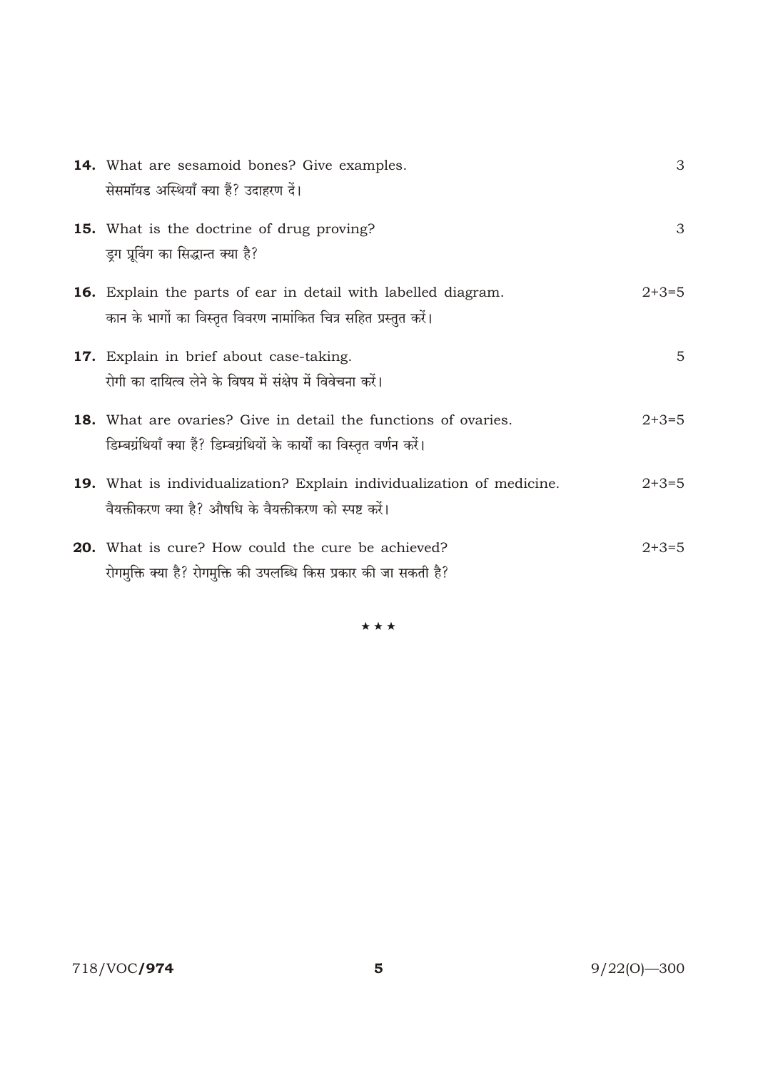**14.** What are sesamoid bones? Give examples. 3

सेसमॉयड अस्थियाँ क्या हैं? उदाहरण दें।

**15.** What is the doctrine of drug proving? 3

ड्रग प्रूविंग का सिद्धान्त क्या है?

**16.** Explain the parts of ear in detail with labelled diagram. 2+3=5

कान के भागों का विस्तृत विवरण नामांकित चित्र सहित प्रस्तुत करें।

**17.** Explain in brief about case-taking. 5

रोगी का दायित्व लेने के विषय में संक्षेप में विवेचना करें।

**18.** What are ovaries? Give in detail the functions of ovaries. 2+3=5

डिम्बग्रंथियाँ क्या हैं? डिम्बग्रंथियों के कार्यों का विस्तृत वर्णन करें।

**19.** What is individualization? Explain individualization of medicine. 2+3=5

वैयक्तीकरण क्या है? औषधि के वैयक्तीकरण को स्पष्ट करें।

**20.** What is cure? How could the cure be achieved? 2+3=5

रोगमुक्ति क्या है? रोगमुक्ति की उपलब्धि किस प्रकार की जा सकती है?

★ ★ ★

718/VOC/**974** 9/22(O)—300